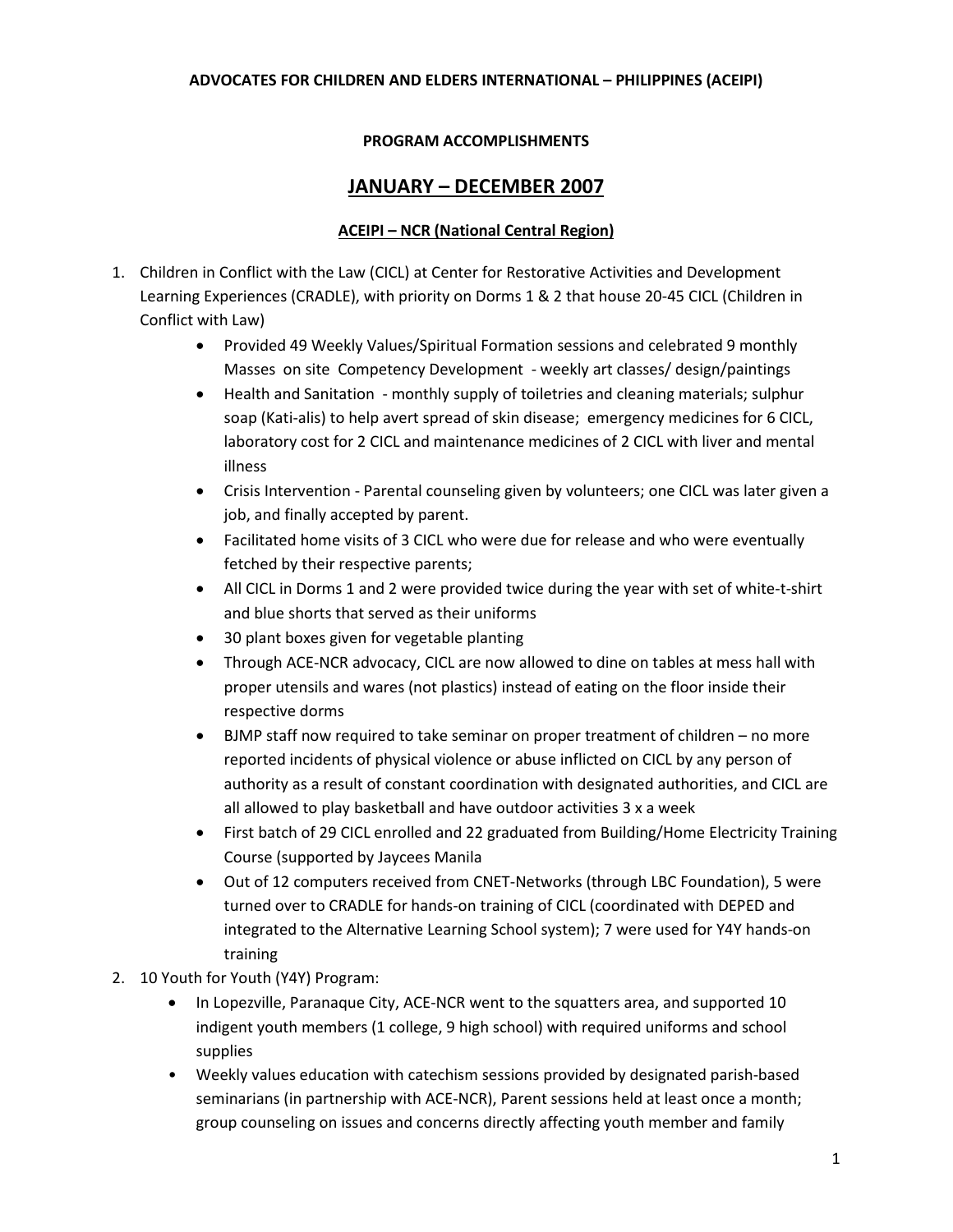**ADVOCATES FOR CHILDREN AND ELDERS INTERNATIONAL – PHILIPPINES (ACEIPI)**

**PROGRAM ACCOMPLISHMENTS**

# JANUARY – DECEMBER 2007

## ACEIPI – NCR (National Central Region)

1. Children in Conflict with the Law (CICL) at Center for Restorative Activities and Development Learning Experiences (CRADLE), with priority on Dorms 1 & 2 that house 20-45 CICL (Children in Conflict with Law)
    - Provided 49 Weekly Values/Spiritual Formation sessions and celebrated 9 monthly Masses on site Competency Development - weekly art classes/ design/paintings
    - Health and Sanitation - monthly supply of toiletries and cleaning materials; sulphur soap (Kati-alis) to help avert spread of skin disease; emergency medicines for 6 CICL, laboratory cost for 2 CICL and maintenance medicines of 2 CICL with liver and mental illness
    - Crisis Intervention - Parental counseling given by volunteers; one CICL was later given a job, and finally accepted by parent.
    - Facilitated home visits of 3 CICL who were due for release and who were eventually fetched by their respective parents;
    - All CICL in Dorms 1 and 2 were provided twice during the year with set of white-t-shirt and blue shorts that served as their uniforms
    - 30 plant boxes given for vegetable planting
    - Through ACE-NCR advocacy, CICL are now allowed to dine on tables at mess hall with proper utensils and wares (not plastics) instead of eating on the floor inside their respective dorms
    - BJMP staff now required to take seminar on proper treatment of children – no more reported incidents of physical violence or abuse inflicted on CICL by any person of authority as a result of constant coordination with designated authorities, and CICL are all allowed to play basketball and have outdoor activities 3 x a week
    - First batch of 29 CICL enrolled and 22 graduated from Building/Home Electricity Training Course (supported by Jaycees Manila
    - Out of 12 computers received from CNET-Networks (through LBC Foundation), 5 were turned over to CRADLE for hands-on training of CICL (coordinated with DEPED and integrated to the Alternative Learning School system); 7 were used for Y4Y hands-on training
2. 10 Youth for Youth (Y4Y) Program:
    - In Lopezville, Paranaque City, ACE-NCR went to the squatters area, and supported 10 indigent youth members (1 college, 9 high school) with required uniforms and school supplies
    - Weekly values education with catechism sessions provided by designated parish-based seminarians (in partnership with ACE-NCR), Parent sessions held at least once a month; group counseling on issues and concerns directly affecting youth member and family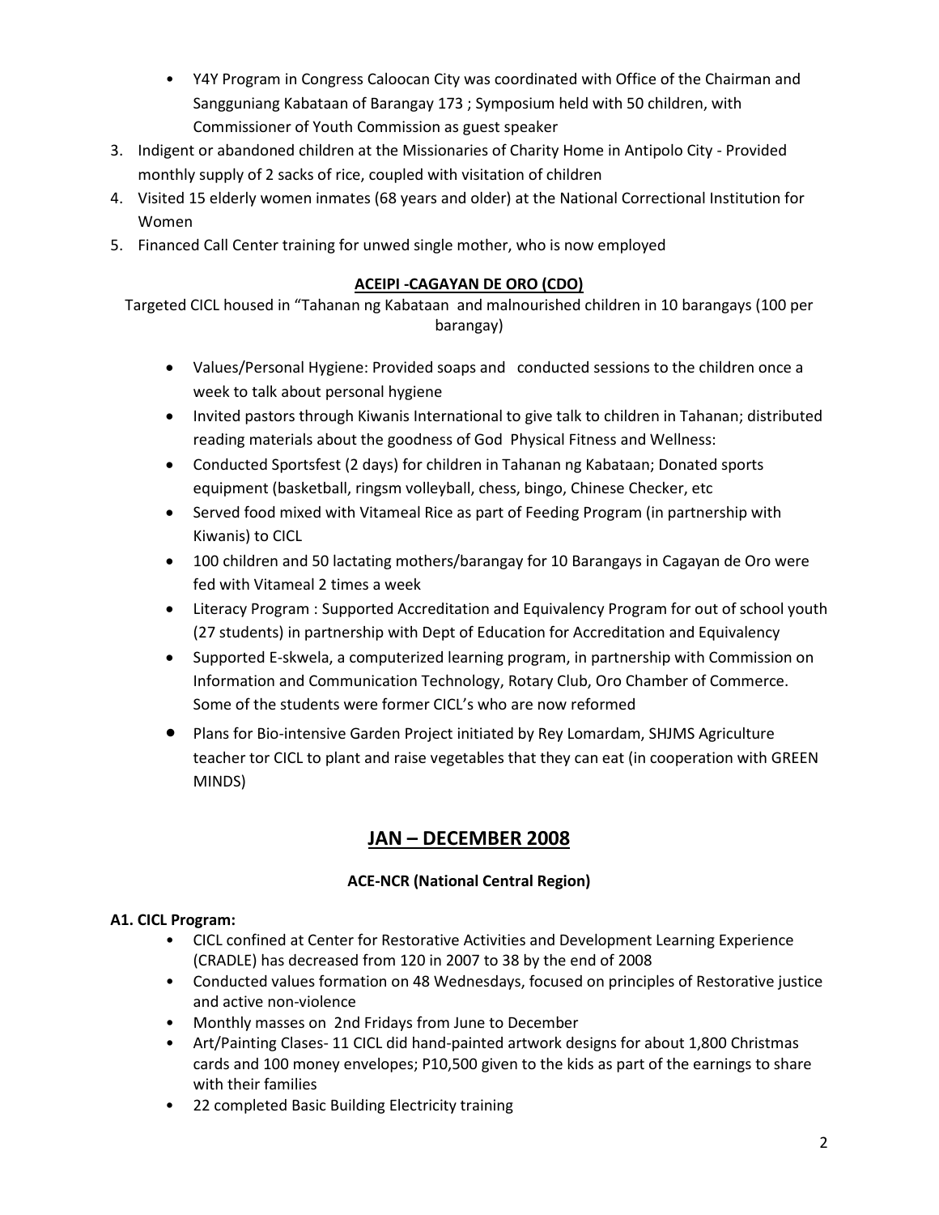- Y4Y Program in Congress Caloocan City was coordinated with Office of the Chairman and Sangguniang Kabataan of Barangay 173 ; Symposium held with 50 children, with Commissioner of Youth Commission as guest speaker

3. Indigent or abandoned children at the Missionaries of Charity Home in Antipolo City - Provided monthly supply of 2 sacks of rice, coupled with visitation of children
4. Visited 15 elderly women inmates (68 years and older) at the National Correctional Institution for Women
5. Financed Call Center training for unwed single mother, who is now employed

**ACEIPI -CAGAYAN DE ORO (CDO)**

Targeted CICL housed in "Tahanan ng Kabataan and malnourished children in 10 barangays (100 per barangay)

- Values/Personal Hygiene: Provided soaps and conducted sessions to the children once a week to talk about personal hygiene
- Invited pastors through Kiwanis International to give talk to children in Tahanan; distributed reading materials about the goodness of God Physical Fitness and Wellness:
- Conducted Sportsfest (2 days) for children in Tahanan ng Kabataan; Donated sports equipment (basketball, ringsm volleyball, chess, bingo, Chinese Checker, etc
- Served food mixed with Vitameal Rice as part of Feeding Program (in partnership with Kiwanis) to CICL
- 100 children and 50 lactating mothers/barangay for 10 Barangays in Cagayan de Oro were fed with Vitameal 2 times a week
- Literacy Program : Supported Accreditation and Equivalency Program for out of school youth (27 students) in partnership with Dept of Education for Accreditation and Equivalency
- Supported E-skwela, a computerized learning program, in partnership with Commission on Information and Communication Technology, Rotary Club, Oro Chamber of Commerce. Some of the students were former CICL's who are now reformed
- Plans for Bio-intensive Garden Project initiated by Rey Lomardam, SHJMS Agriculture teacher tor CICL to plant and raise vegetables that they can eat (in cooperation with GREEN MINDS)

## JAN – DECEMBER 2008

**ACE-NCR (National Central Region)**

**A1. CICL Program:**

- CICL confined at Center for Restorative Activities and Development Learning Experience (CRADLE) has decreased from 120 in 2007 to 38 by the end of 2008
- Conducted values formation on 48 Wednesdays, focused on principles of Restorative justice and active non-violence
- Monthly masses on 2nd Fridays from June to December
- Art/Painting Clases- 11 CICL did hand-painted artwork designs for about 1,800 Christmas cards and 100 money envelopes; P10,500 given to the kids as part of the earnings to share with their families
- 22 completed Basic Building Electricity training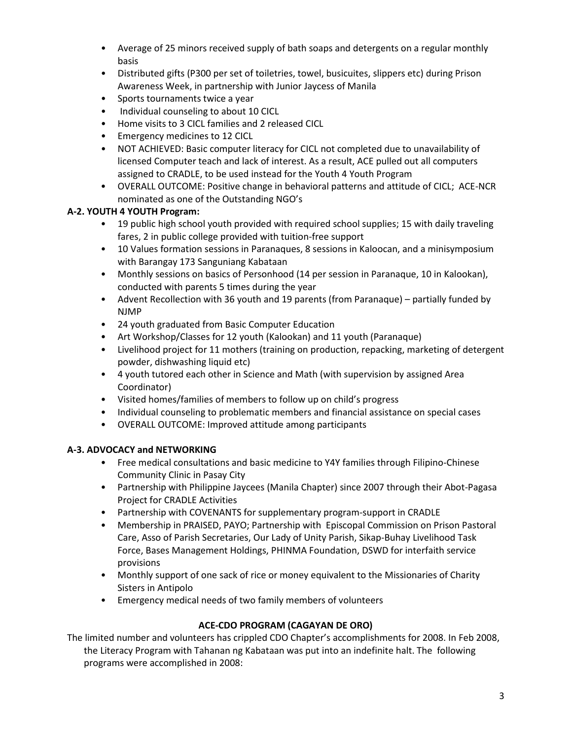- Average of 25 minors received supply of bath soaps and detergents on a regular monthly basis
- Distributed gifts (P300 per set of toiletries, towel, busicuites, slippers etc) during Prison Awareness Week, in partnership with Junior Jaycess of Manila
- Sports tournaments twice a year
- Individual counseling to about 10 CICL
- Home visits to 3 CICL families and 2 released CICL
- Emergency medicines to 12 CICL
- NOT ACHIEVED: Basic computer literacy for CICL not completed due to unavailability of licensed Computer teach and lack of interest. As a result, ACE pulled out all computers assigned to CRADLE, to be used instead for the Youth 4 Youth Program
- OVERALL OUTCOME: Positive change in behavioral patterns and attitude of CICL; ACE-NCR nominated as one of the Outstanding NGO's

**A-2. YOUTH 4 YOUTH Program:**

- 19 public high school youth provided with required school supplies; 15 with daily traveling fares, 2 in public college provided with tuition-free support
- 10 Values formation sessions in Paranaques, 8 sessions in Kaloocan, and a minisymposium with Barangay 173 Sanguniang Kabataan
- Monthly sessions on basics of Personhood (14 per session in Paranaque, 10 in Kalookan), conducted with parents 5 times during the year
- Advent Recollection with 36 youth and 19 parents (from Paranaque) – partially funded by NJMP
- 24 youth graduated from Basic Computer Education
- Art Workshop/Classes for 12 youth (Kalookan) and 11 youth (Paranaque)
- Livelihood project for 11 mothers (training on production, repacking, marketing of detergent powder, dishwashing liquid etc)
- 4 youth tutored each other in Science and Math (with supervision by assigned Area Coordinator)
- Visited homes/families of members to follow up on child's progress
- Individual counseling to problematic members and financial assistance on special cases
- OVERALL OUTCOME: Improved attitude among participants

**A-3. ADVOCACY and NETWORKING**

- Free medical consultations and basic medicine to Y4Y families through Filipino-Chinese Community Clinic in Pasay City
- Partnership with Philippine Jaycees (Manila Chapter) since 2007 through their Abot-Pagasa Project for CRADLE Activities
- Partnership with COVENANTS for supplementary program-support in CRADLE
- Membership in PRAISED, PAYO; Partnership with Episcopal Commission on Prison Pastoral Care, Asso of Parish Secretaries, Our Lady of Unity Parish, Sikap-Buhay Livelihood Task Force, Bases Management Holdings, PHINMA Foundation, DSWD for interfaith service provisions
- Monthly support of one sack of rice or money equivalent to the Missionaries of Charity Sisters in Antipolo
- Emergency medical needs of two family members of volunteers

**ACE-CDO PROGRAM (CAGAYAN DE ORO)**

The limited number and volunteers has crippled CDO Chapter's accomplishments for 2008. In Feb 2008, the Literacy Program with Tahanan ng Kabataan was put into an indefinite halt. The following programs were accomplished in 2008: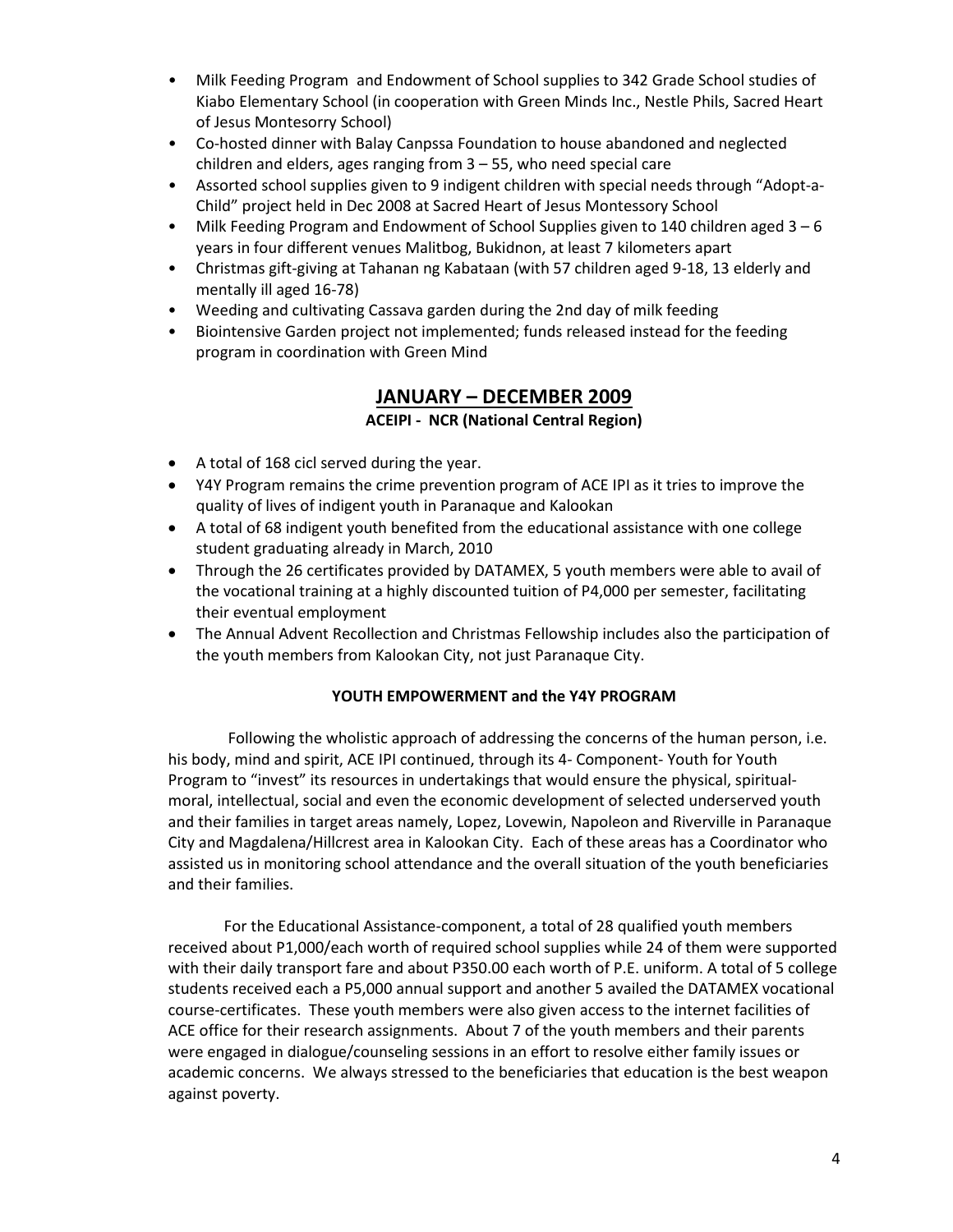- Milk Feeding Program and Endowment of School supplies to 342 Grade School studies of Kiabo Elementary School (in cooperation with Green Minds Inc., Nestle Phils, Sacred Heart of Jesus Montesorry School)
- Co-hosted dinner with Balay Canpssa Foundation to house abandoned and neglected children and elders, ages ranging from 3 – 55, who need special care
- Assorted school supplies given to 9 indigent children with special needs through "Adopt-a-Child" project held in Dec 2008 at Sacred Heart of Jesus Montessory School
- Milk Feeding Program and Endowment of School Supplies given to 140 children aged 3 – 6 years in four different venues Malitbog, Bukidnon, at least 7 kilometers apart
- Christmas gift-giving at Tahanan ng Kabataan (with 57 children aged 9-18, 13 elderly and mentally ill aged 16-78)
- Weeding and cultivating Cassava garden during the 2nd day of milk feeding
- Biointensive Garden project not implemented; funds released instead for the feeding program in coordination with Green Mind

## JANUARY – DECEMBER 2009

### ACEIPI - NCR (National Central Region)

- A total of 168 cicl served during the year.
- Y4Y Program remains the crime prevention program of ACE IPI as it tries to improve the quality of lives of indigent youth in Paranaque and Kalookan
- A total of 68 indigent youth benefited from the educational assistance with one college student graduating already in March, 2010
- Through the 26 certificates provided by DATAMEX, 5 youth members were able to avail of the vocational training at a highly discounted tuition of P4,000 per semester, facilitating their eventual employment
- The Annual Advent Recollection and Christmas Fellowship includes also the participation of the youth members from Kalookan City, not just Paranaque City.

### YOUTH EMPOWERMENT and the Y4Y PROGRAM

Following the wholistic approach of addressing the concerns of the human person, i.e. his body, mind and spirit, ACE IPI continued, through its 4- Component- Youth for Youth Program to "invest" its resources in undertakings that would ensure the physical, spiritual-moral, intellectual, social and even the economic development of selected underserved youth and their families in target areas namely, Lopez, Lovewin, Napoleon and Riverville in Paranaque City and Magdalena/Hillcrest area in Kalookan City. Each of these areas has a Coordinator who assisted us in monitoring school attendance and the overall situation of the youth beneficiaries and their families.

For the Educational Assistance-component, a total of 28 qualified youth members received about P1,000/each worth of required school supplies while 24 of them were supported with their daily transport fare and about P350.00 each worth of P.E. uniform. A total of 5 college students received each a P5,000 annual support and another 5 availed the DATAMEX vocational course-certificates. These youth members were also given access to the internet facilities of ACE office for their research assignments. About 7 of the youth members and their parents were engaged in dialogue/counseling sessions in an effort to resolve either family issues or academic concerns. We always stressed to the beneficiaries that education is the best weapon against poverty.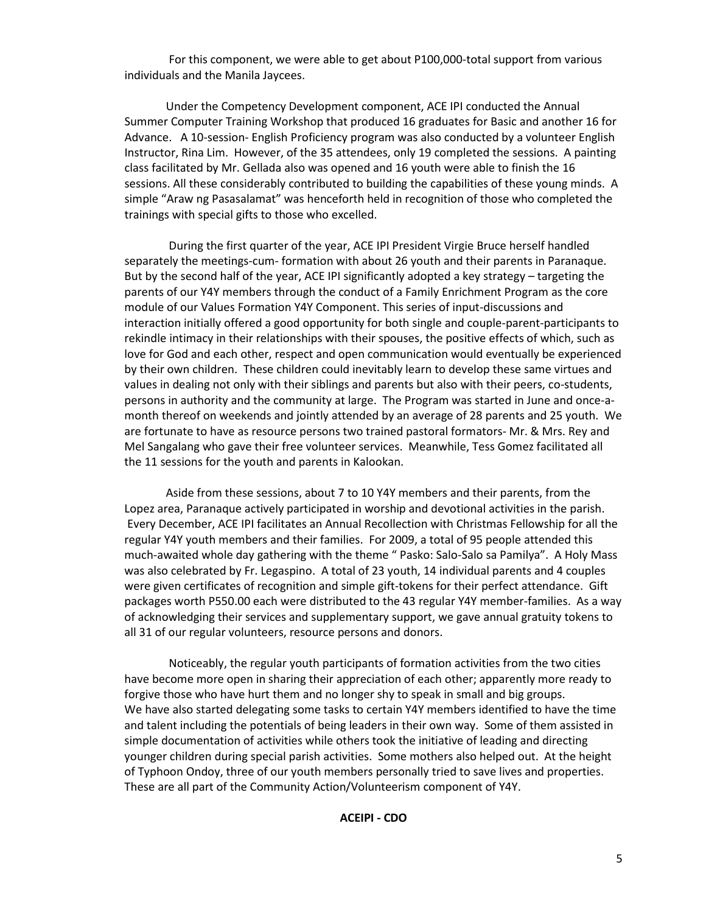For this component, we were able to get about P100,000-total support from various individuals and the Manila Jaycees.

Under the Competency Development component, ACE IPI conducted the Annual Summer Computer Training Workshop that produced 16 graduates for Basic and another 16 for Advance. A 10-session- English Proficiency program was also conducted by a volunteer English Instructor, Rina Lim. However, of the 35 attendees, only 19 completed the sessions. A painting class facilitated by Mr. Gellada also was opened and 16 youth were able to finish the 16 sessions. All these considerably contributed to building the capabilities of these young minds. A simple "Araw ng Pasasalamat" was henceforth held in recognition of those who completed the trainings with special gifts to those who excelled.

During the first quarter of the year, ACE IPI President Virgie Bruce herself handled separately the meetings-cum- formation with about 26 youth and their parents in Paranaque. But by the second half of the year, ACE IPI significantly adopted a key strategy – targeting the parents of our Y4Y members through the conduct of a Family Enrichment Program as the core module of our Values Formation Y4Y Component. This series of input-discussions and interaction initially offered a good opportunity for both single and couple-parent-participants to rekindle intimacy in their relationships with their spouses, the positive effects of which, such as love for God and each other, respect and open communication would eventually be experienced by their own children. These children could inevitably learn to develop these same virtues and values in dealing not only with their siblings and parents but also with their peers, co-students, persons in authority and the community at large. The Program was started in June and once-a-month thereof on weekends and jointly attended by an average of 28 parents and 25 youth. We are fortunate to have as resource persons two trained pastoral formators- Mr. & Mrs. Rey and Mel Sangalang who gave their free volunteer services. Meanwhile, Tess Gomez facilitated all the 11 sessions for the youth and parents in Kalookan.

Aside from these sessions, about 7 to 10 Y4Y members and their parents, from the Lopez area, Paranaque actively participated in worship and devotional activities in the parish. Every December, ACE IPI facilitates an Annual Recollection with Christmas Fellowship for all the regular Y4Y youth members and their families. For 2009, a total of 95 people attended this much-awaited whole day gathering with the theme " Pasko: Salo-Salo sa Pamilya". A Holy Mass was also celebrated by Fr. Legaspino. A total of 23 youth, 14 individual parents and 4 couples were given certificates of recognition and simple gift-tokens for their perfect attendance. Gift packages worth P550.00 each were distributed to the 43 regular Y4Y member-families. As a way of acknowledging their services and supplementary support, we gave annual gratuity tokens to all 31 of our regular volunteers, resource persons and donors.

Noticeably, the regular youth participants of formation activities from the two cities have become more open in sharing their appreciation of each other; apparently more ready to forgive those who have hurt them and no longer shy to speak in small and big groups. We have also started delegating some tasks to certain Y4Y members identified to have the time and talent including the potentials of being leaders in their own way. Some of them assisted in simple documentation of activities while others took the initiative of leading and directing younger children during special parish activities. Some mothers also helped out. At the height of Typhoon Ondoy, three of our youth members personally tried to save lives and properties. These are all part of the Community Action/Volunteerism component of Y4Y.

**ACEIPI - CDO**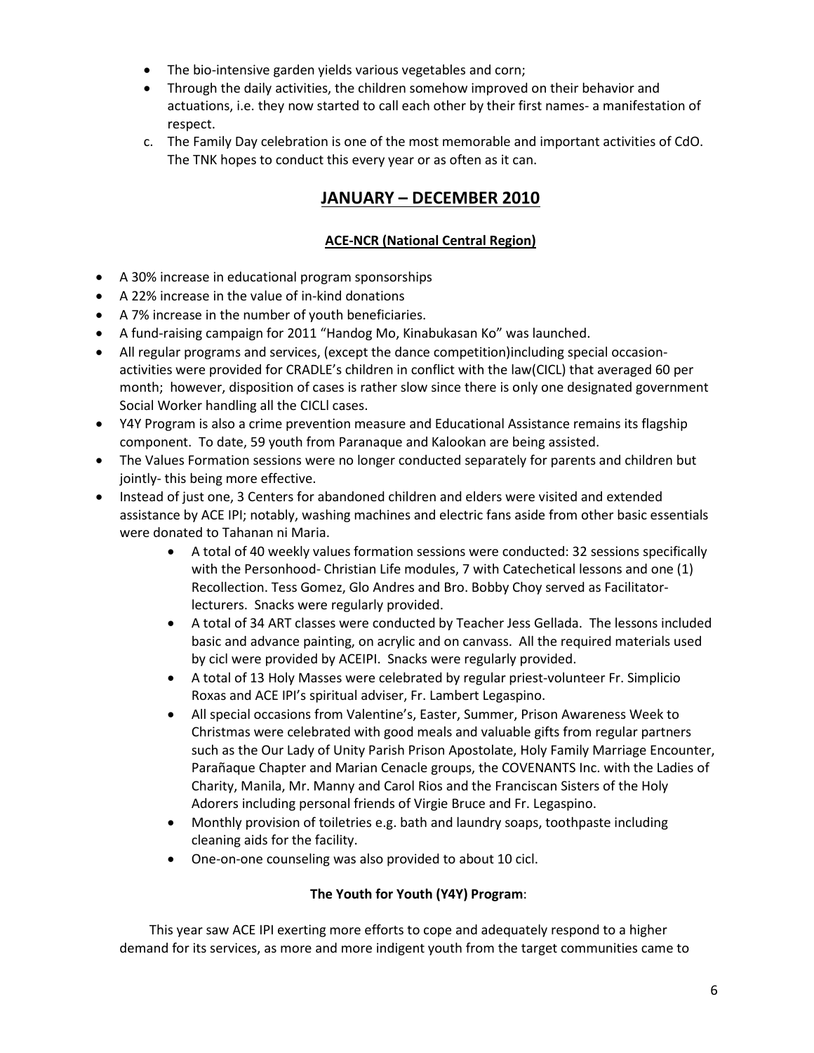- The bio-intensive garden yields various vegetables and corn;
- Through the daily activities, the children somehow improved on their behavior and actuations, i.e. they now started to call each other by their first names- a manifestation of respect.

c. The Family Day celebration is one of the most memorable and important activities of CdO. The TNK hopes to conduct this every year or as often as it can.

## JANUARY – DECEMBER 2010

### ACE-NCR (National Central Region)

- A 30% increase in educational program sponsorships
- A 22% increase in the value of in-kind donations
- A 7% increase in the number of youth beneficiaries.
- A fund-raising campaign for 2011 "Handog Mo, Kinabukasan Ko" was launched.
- All regular programs and services, (except the dance competition)including special occasion-activities were provided for CRADLE's children in conflict with the law(CICL) that averaged 60 per month; however, disposition of cases is rather slow since there is only one designated government Social Worker handling all the CICLl cases.
- Y4Y Program is also a crime prevention measure and Educational Assistance remains its flagship component. To date, 59 youth from Paranaque and Kalookan are being assisted.
- The Values Formation sessions were no longer conducted separately for parents and children but jointly- this being more effective.
- Instead of just one, 3 Centers for abandoned children and elders were visited and extended assistance by ACE IPI; notably, washing machines and electric fans aside from other basic essentials were donated to Tahanan ni Maria.
    - A total of 40 weekly values formation sessions were conducted: 32 sessions specifically with the Personhood- Christian Life modules, 7 with Catechetical lessons and one (1) Recollection. Tess Gomez, Glo Andres and Bro. Bobby Choy served as Facilitator-lecturers. Snacks were regularly provided.
    - A total of 34 ART classes were conducted by Teacher Jess Gellada. The lessons included basic and advance painting, on acrylic and on canvass. All the required materials used by cicl were provided by ACEIPI. Snacks were regularly provided.
    - A total of 13 Holy Masses were celebrated by regular priest-volunteer Fr. Simplicio Roxas and ACE IPI's spiritual adviser, Fr. Lambert Legaspino.
    - All special occasions from Valentine's, Easter, Summer, Prison Awareness Week to Christmas were celebrated with good meals and valuable gifts from regular partners such as the Our Lady of Unity Parish Prison Apostolate, Holy Family Marriage Encounter, Parañaque Chapter and Marian Cenacle groups, the COVENANTS Inc. with the Ladies of Charity, Manila, Mr. Manny and Carol Rios and the Franciscan Sisters of the Holy Adorers including personal friends of Virgie Bruce and Fr. Legaspino.
    - Monthly provision of toiletries e.g. bath and laundry soaps, toothpaste including cleaning aids for the facility.
    - One-on-one counseling was also provided to about 10 cicl.

**The Youth for Youth (Y4Y) Program**:

This year saw ACE IPI exerting more efforts to cope and adequately respond to a higher demand for its services, as more and more indigent youth from the target communities came to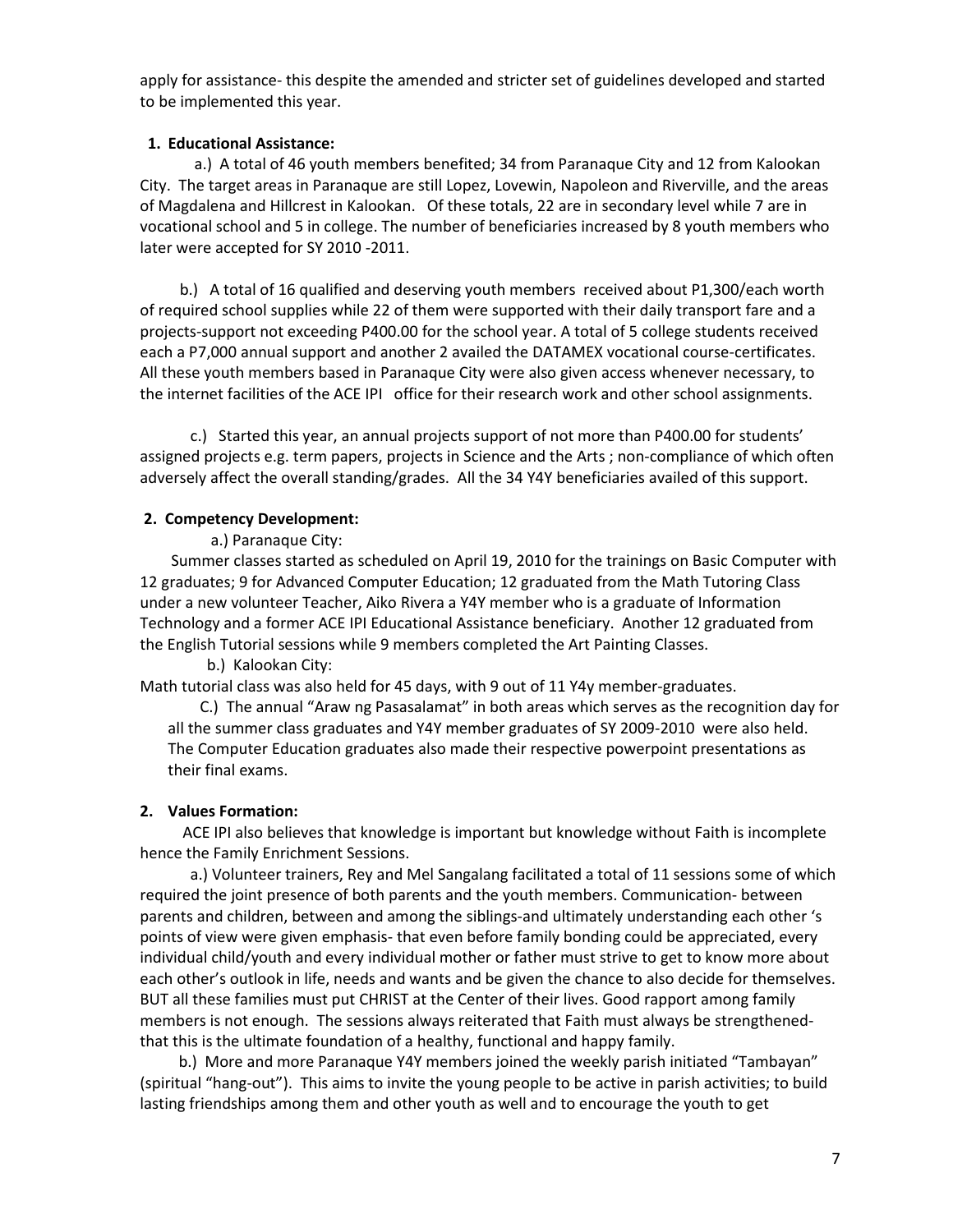apply for assistance- this despite the amended and stricter set of guidelines developed and started to be implemented this year.

**1. Educational Assistance:**

a.) A total of 46 youth members benefited; 34 from Paranaque City and 12 from Kalookan City. The target areas in Paranaque are still Lopez, Lovewin, Napoleon and Riverville, and the areas of Magdalena and Hillcrest in Kalookan. Of these totals, 22 are in secondary level while 7 are in vocational school and 5 in college. The number of beneficiaries increased by 8 youth members who later were accepted for SY 2010 -2011.

b.) A total of 16 qualified and deserving youth members received about P1,300/each worth of required school supplies while 22 of them were supported with their daily transport fare and a projects-support not exceeding P400.00 for the school year. A total of 5 college students received each a P7,000 annual support and another 2 availed the DATAMEX vocational course-certificates. All these youth members based in Paranaque City were also given access whenever necessary, to the internet facilities of the ACE IPI office for their research work and other school assignments.

c.) Started this year, an annual projects support of not more than P400.00 for students' assigned projects e.g. term papers, projects in Science and the Arts ; non-compliance of which often adversely affect the overall standing/grades. All the 34 Y4Y beneficiaries availed of this support.

**2. Competency Development:**

a.) Paranaque City:

Summer classes started as scheduled on April 19, 2010 for the trainings on Basic Computer with 12 graduates; 9 for Advanced Computer Education; 12 graduated from the Math Tutoring Class under a new volunteer Teacher, Aiko Rivera a Y4Y member who is a graduate of Information Technology and a former ACE IPI Educational Assistance beneficiary. Another 12 graduated from the English Tutorial sessions while 9 members completed the Art Painting Classes.

b.) Kalookan City:

Math tutorial class was also held for 45 days, with 9 out of 11 Y4y member-graduates.

C.) The annual "Araw ng Pasasalamat" in both areas which serves as the recognition day for all the summer class graduates and Y4Y member graduates of SY 2009-2010 were also held. The Computer Education graduates also made their respective powerpoint presentations as their final exams.

**2. Values Formation:**

ACE IPI also believes that knowledge is important but knowledge without Faith is incomplete hence the Family Enrichment Sessions.

a.) Volunteer trainers, Rey and Mel Sangalang facilitated a total of 11 sessions some of which required the joint presence of both parents and the youth members. Communication- between parents and children, between and among the siblings-and ultimately understanding each other 's points of view were given emphasis- that even before family bonding could be appreciated, every individual child/youth and every individual mother or father must strive to get to know more about each other's outlook in life, needs and wants and be given the chance to also decide for themselves. BUT all these families must put CHRIST at the Center of their lives. Good rapport among family members is not enough. The sessions always reiterated that Faith must always be strengthened- that this is the ultimate foundation of a healthy, functional and happy family.

b.) More and more Paranaque Y4Y members joined the weekly parish initiated "Tambayan" (spiritual "hang-out"). This aims to invite the young people to be active in parish activities; to build lasting friendships among them and other youth as well and to encourage the youth to get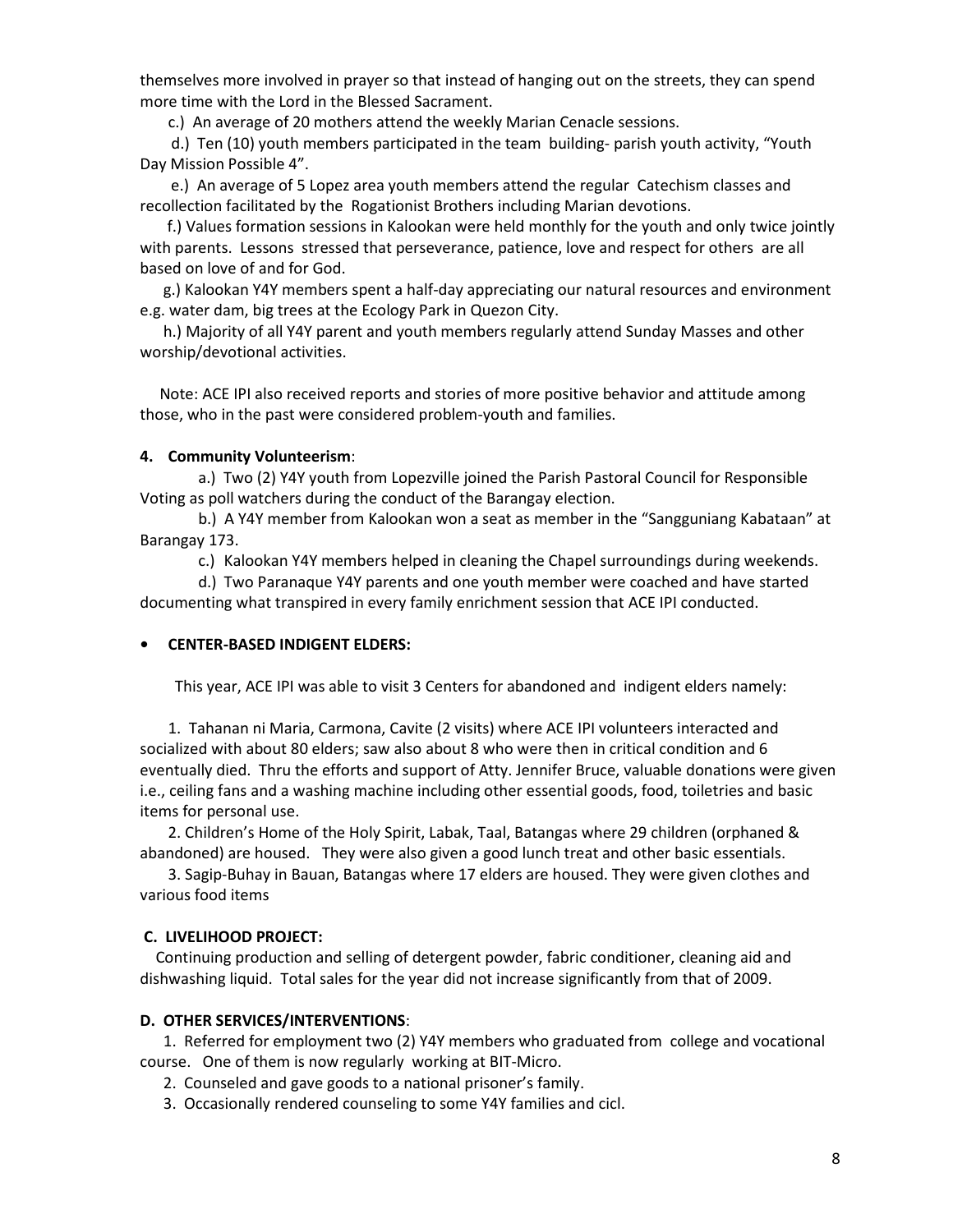themselves more involved in prayer so that instead of hanging out on the streets, they can spend more time with the Lord in the Blessed Sacrament.

c.) An average of 20 mothers attend the weekly Marian Cenacle sessions.

d.) Ten (10) youth members participated in the team building- parish youth activity, "Youth Day Mission Possible 4".

e.) An average of 5 Lopez area youth members attend the regular Catechism classes and recollection facilitated by the Rogationist Brothers including Marian devotions.

f.) Values formation sessions in Kalookan were held monthly for the youth and only twice jointly with parents. Lessons stressed that perseverance, patience, love and respect for others are all based on love of and for God.

g.) Kalookan Y4Y members spent a half-day appreciating our natural resources and environment e.g. water dam, big trees at the Ecology Park in Quezon City.

h.) Majority of all Y4Y parent and youth members regularly attend Sunday Masses and other worship/devotional activities.

Note: ACE IPI also received reports and stories of more positive behavior and attitude among those, who in the past were considered problem-youth and families.

**4. Community Volunteerism**:

a.) Two (2) Y4Y youth from Lopezville joined the Parish Pastoral Council for Responsible Voting as poll watchers during the conduct of the Barangay election.

b.) A Y4Y member from Kalookan won a seat as member in the "Sangguniang Kabataan" at Barangay 173.

c.) Kalookan Y4Y members helped in cleaning the Chapel surroundings during weekends.

d.) Two Paranaque Y4Y parents and one youth member were coached and have started documenting what transpired in every family enrichment session that ACE IPI conducted.

- **CENTER-BASED INDIGENT ELDERS:**

This year, ACE IPI was able to visit 3 Centers for abandoned and indigent elders namely:

1. Tahanan ni Maria, Carmona, Cavite (2 visits) where ACE IPI volunteers interacted and socialized with about 80 elders; saw also about 8 who were then in critical condition and 6 eventually died. Thru the efforts and support of Atty. Jennifer Bruce, valuable donations were given i.e., ceiling fans and a washing machine including other essential goods, food, toiletries and basic items for personal use.
2. Children's Home of the Holy Spirit, Labak, Taal, Batangas where 29 children (orphaned & abandoned) are housed. They were also given a good lunch treat and other basic essentials.
3. Sagip-Buhay in Bauan, Batangas where 17 elders are housed. They were given clothes and various food items

**C. LIVELIHOOD PROJECT:**

Continuing production and selling of detergent powder, fabric conditioner, cleaning aid and dishwashing liquid. Total sales for the year did not increase significantly from that of 2009.

**D. OTHER SERVICES/INTERVENTIONS**:

1. Referred for employment two (2) Y4Y members who graduated from college and vocational course. One of them is now regularly working at BIT-Micro.
2. Counseled and gave goods to a national prisoner's family.
3. Occasionally rendered counseling to some Y4Y families and cicl.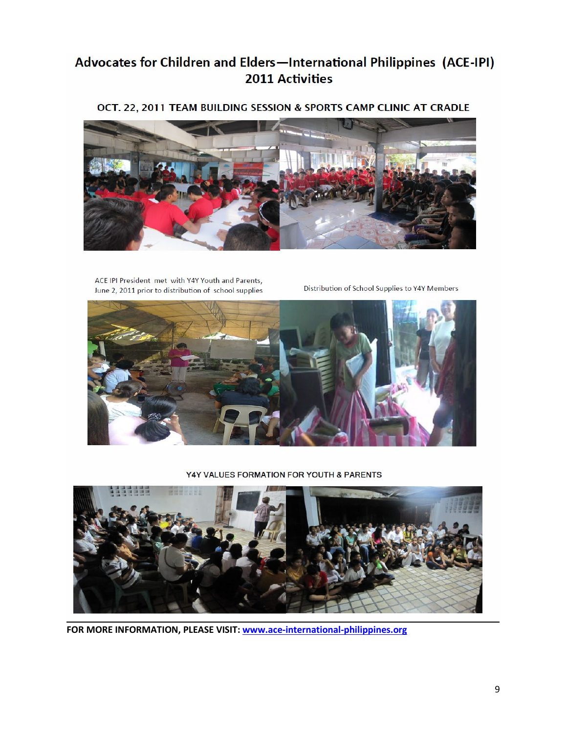# Advocates for Children and Elders—International Philippines (ACE-IPI) 2011 Activities

## OCT. 22, 2011 TEAM BUILDING SESSION & SPORTS CAMP CLINIC AT CRADLE

ACE IPI President met with Y4Y Youth and Parents, June 2, 2011 prior to distribution of school supplies

Distribution of School Supplies to Y4Y Members

## Y4Y VALUES FORMATION FOR YOUTH & PARENTS

**FOR MORE INFORMATION, PLEASE VISIT: www.ace-international-philippines.org**